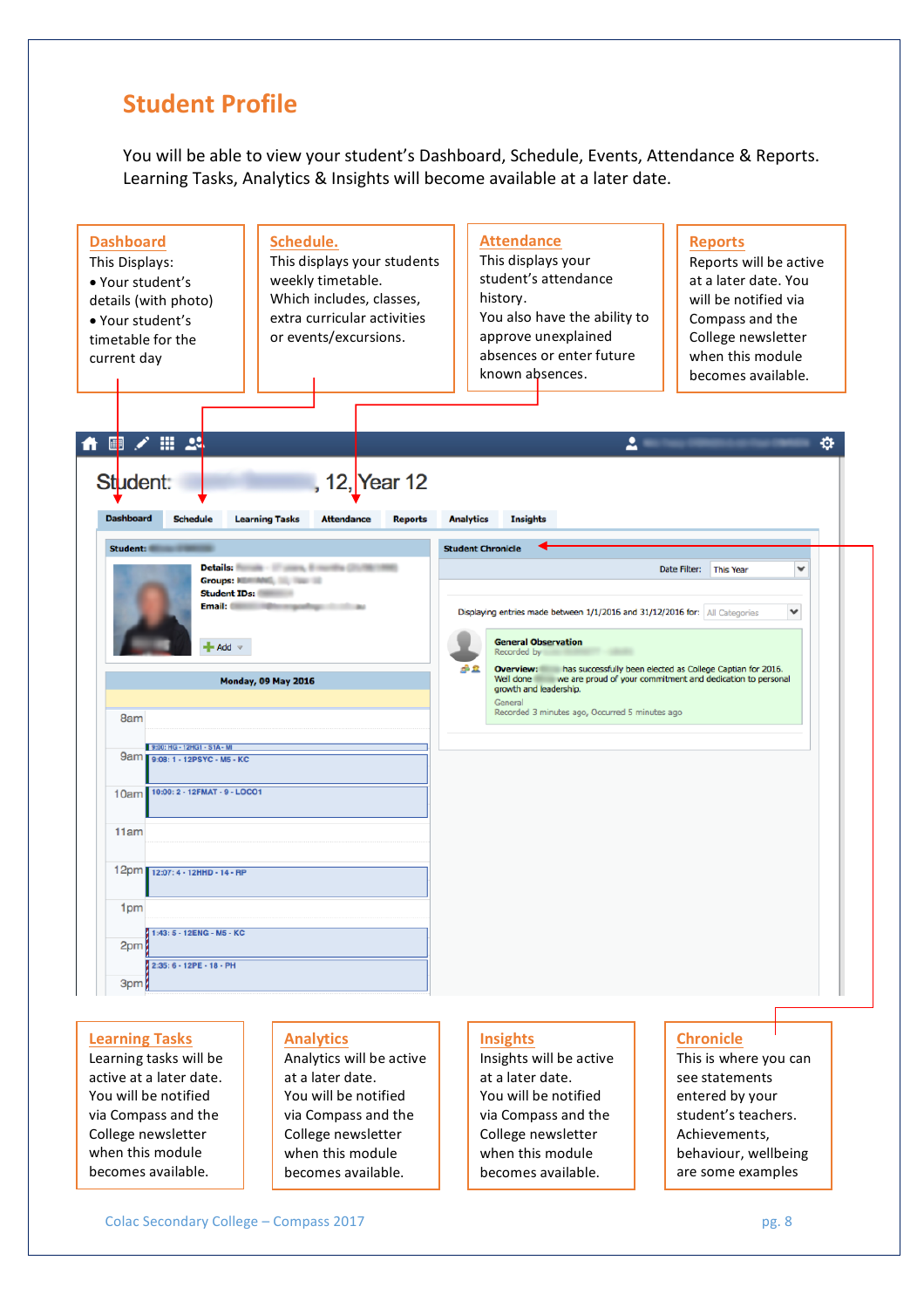# Student Profile

You will be able to view your student's Dashboard, Schedule, Events, Attendance & Reports. Learning Tasks, Analytics & Insights will become available at a later date.

**Dashboard**
This Displays:
- Your student's details (with photo)
- Your student's timetable for the current day

**Schedule.**
This displays your students weekly timetable. Which includes, classes, extra curricular activities or events/excursions.

**Attendance**
This displays your student's attendance history.
You also have the ability to approve unexplained absences or enter future known absences.

**Reports**
Reports will be active at a later date. You will be notified via Compass and the College newsletter when this module becomes available.

**Learning Tasks**
Learning tasks will be active at a later date. You will be notified via Compass and the College newsletter when this module becomes available.

**Analytics**
Analytics will be active at a later date. You will be notified via Compass and the College newsletter when this module becomes available.

**Insights**
Insights will be active at a later date. You will be notified via Compass and the College newsletter when this module becomes available.

**Chronicle**
This is where you can see statements entered by your student's teachers. Achievements, behaviour, wellbeing are some examples

Colac Secondary College – Compass 2017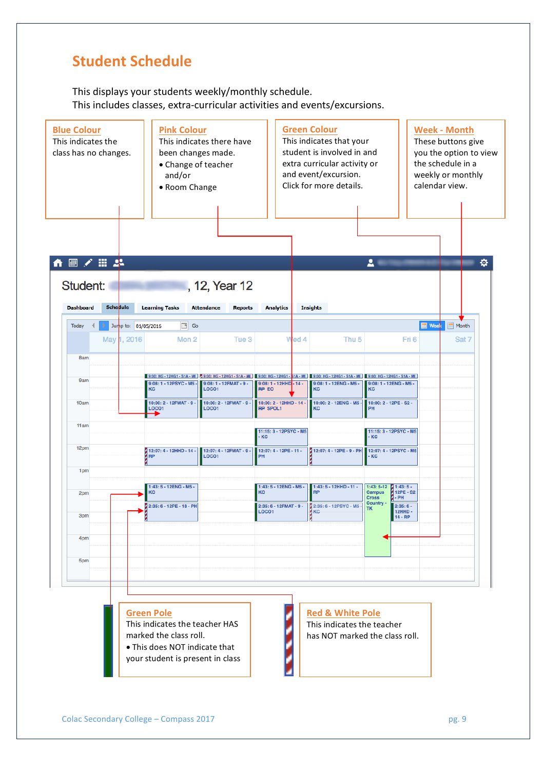# Student Schedule

This displays your students weekly/monthly schedule.
This includes classes, extra-curricular activities and events/excursions.

**Blue Colour**
This indicates the class has no changes.

**Pink Colour**
This indicates there have been changes made.

- Change of teacher and/or
- Room Change

**Green Colour**
This indicates that your student is involved in and extra curricular activity or and event/excursion.
Click for more details.

**Week - Month**
These buttons give you the option to view the schedule in a weekly or monthly calendar view.

**Green Pole**
This indicates the teacher HAS marked the class roll.

- This does NOT indicate that your student is present in class

**Red & White Pole**
This indicates the teacher has NOT marked the class roll.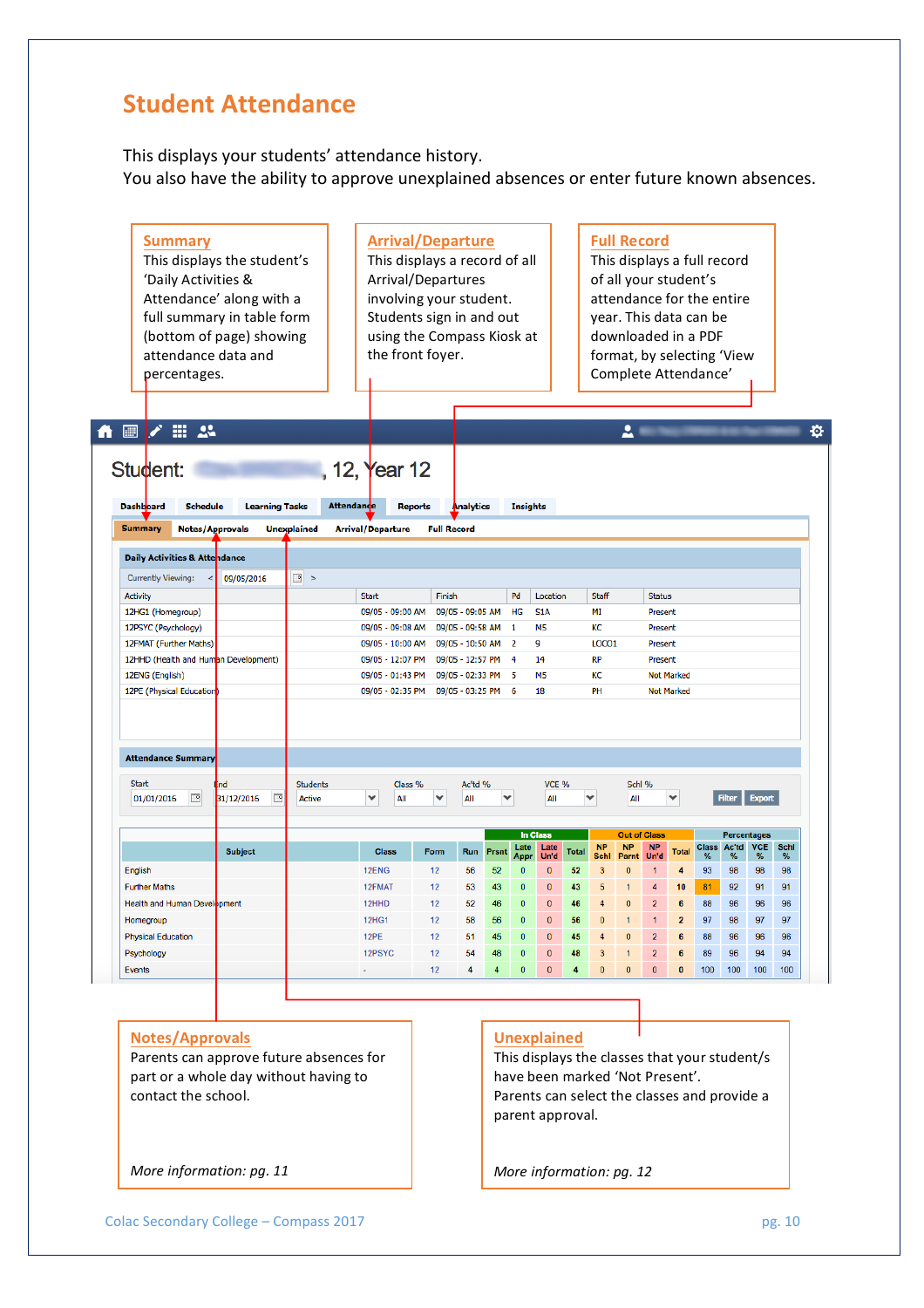# Student Attendance

This displays your students' attendance history.
You also have the ability to approve unexplained absences or enter future known absences.

**Summary**
This displays the student's 'Daily Activities & Attendance' along with a full summary in table form (bottom of page) showing attendance data and percentages.

**Arrival/Departure**
This displays a record of all Arrival/Departures involving your student. Students sign in and out using the Compass Kiosk at the front foyer.

**Full Record**
This displays a full record of all your student's attendance for the entire year. This data can be downloaded in a PDF format, by selecting 'View Complete Attendance'

Student: , 12, Year 12

Dashboard | Schedule | Learning Tasks | Attendance | Reports | Analytics | Insights

Summary | Notes/Approvals | Unexplained | Arrival/Departure | Full Record

**Daily Activities & Attendance**

Currently Viewing: 09/05/2016

| Activity | Start | Finish | Pd | Location | Staff | Status |
|---|---|---|---|---|---|---|
| 12HG1 (Homegroup) | 09/05 - 09:00 AM | 09/05 - 09:05 AM | HG | S1A | MI | Present |
| 12PSYC (Psychology) | 09/05 - 09:08 AM | 09/05 - 09:58 AM | 1 | M5 | KC | Present |
| 12FMAT (Further Maths) | 09/05 - 10:00 AM | 09/05 - 10:50 AM | 2 | 9 | LOCO1 | Present |
| 12HHD (Health and Human Development) | 09/05 - 12:07 PM | 09/05 - 12:57 PM | 4 | 14 | RP | Present |
| 12ENG (English) | 09/05 - 01:43 PM | 09/05 - 02:33 PM | 5 | M5 | KC | Not Marked |
| 12PE (Physical Education) | 09/05 - 02:35 PM | 09/05 - 03:25 PM | 6 | 18 | PH | Not Marked |

**Attendance Summary**

Start: 01/01/2016 | End: 31/12/2016 | Students: Active | Class %: All | Act'd %: All | VCE %: All | Schl %: All | Filter | Export

| | | | | In Class | | | | Out of Class | | | | Percentages | | | |
|---|---|---|---|---|---|---|---|---|---|---|---|---|---|---|---|
| Subject | Class | Form | Run | Prsnt | Late Appr | Late Un'd | Total | NP Schl | NP Parnt | NP Un'd | Total | Class % | Act'd % | VCE % | Schl % |
| English | 12ENG | 12 | 56 | 52 | 0 | 0 | 52 | 3 | 0 | 1 | 4 | 93 | 98 | 98 | 98 |
| Further Maths | 12FMAT | 12 | 53 | 43 | 0 | 0 | 43 | 5 | 1 | 4 | 10 | 81 | 92 | 91 | 91 |
| Health and Human Development | 12HHD | 12 | 52 | 46 | 0 | 0 | 46 | 4 | 0 | 2 | 6 | 88 | 96 | 96 | 96 |
| Homegroup | 12HG1 | 12 | 58 | 56 | 0 | 0 | 56 | 0 | 1 | 1 | 2 | 97 | 98 | 97 | 97 |
| Physical Education | 12PE | 12 | 51 | 45 | 0 | 0 | 45 | 4 | 0 | 2 | 6 | 88 | 96 | 96 | 96 |
| Psychology | 12PSYC | 12 | 54 | 48 | 0 | 0 | 48 | 3 | 1 | 2 | 6 | 89 | 96 | 94 | 94 |
| Events | - | 12 | 4 | 4 | 0 | 0 | 4 | 0 | 0 | 0 | 0 | 100 | 100 | 100 | 100 |

**Notes/Approvals**
Parents can approve future absences for part or a whole day without having to contact the school.

*More information: pg. 11*

**Unexplained**
This displays the classes that your student/s have been marked 'Not Present'.
Parents can select the classes and provide a parent approval.

*More information: pg. 12*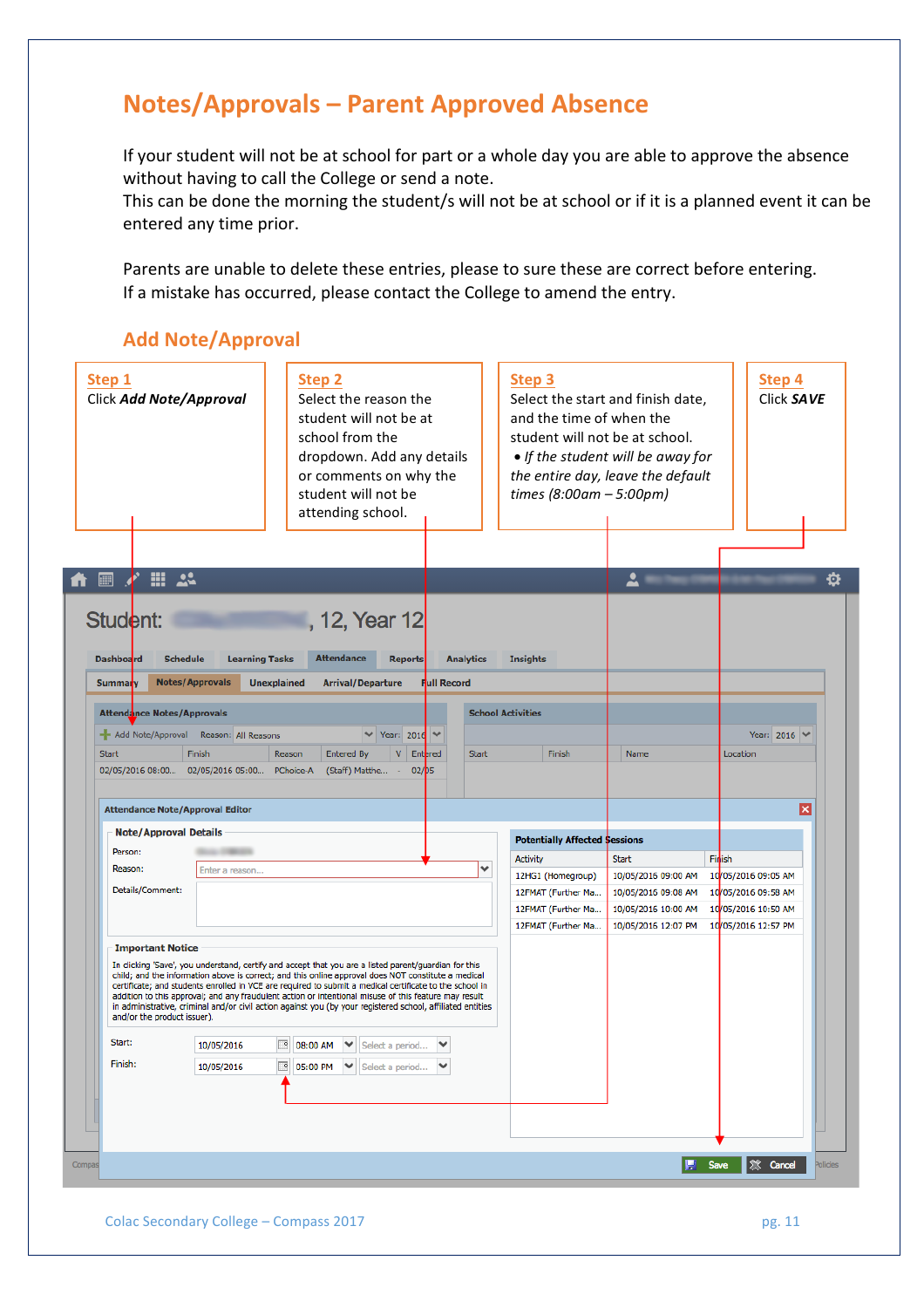# Notes/Approvals – Parent Approved Absence

If your student will not be at school for part or a whole day you are able to approve the absence without having to call the College or send a note.
This can be done the morning the student/s will not be at school or if it is a planned event it can be entered any time prior.

Parents are unable to delete these entries, please to sure these are correct before entering.
If a mistake has occurred, please contact the College to amend the entry.

## Add Note/Approval

**Step 1**
Click ***Add Note/Approval***

**Step 2**
Select the reason the student will not be at school from the dropdown. Add any details or comments on why the student will not be attending school.

**Step 3**
Select the start and finish date, and the time of when the student will not be at school.

- *If the student will be away for the entire day, leave the default times (8:00am – 5:00pm)*

**Step 4**
Click ***SAVE***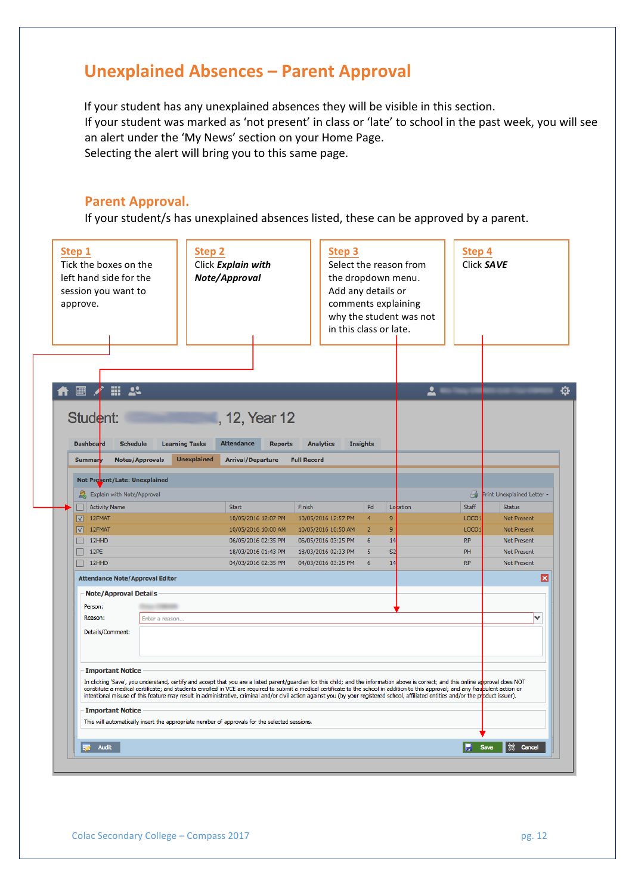# Unexplained Absences – Parent Approval

If your student has any unexplained absences they will be visible in this section.
If your student was marked as 'not present' in class or 'late' to school in the past week, you will see an alert under the 'My News' section on your Home Page.
Selecting the alert will bring you to this same page.

## Parent Approval.

If your student/s has unexplained absences listed, these can be approved by a parent.

**Step 1**
Tick the boxes on the left hand side for the session you want to approve.

**Step 2**
Click ***Explain with Note/Approval***

**Step 3**
Select the reason from the dropdown menu.
Add any details or comments explaining why the student was not in this class or late.

**Step 4**
Click ***SAVE***

Student: , 12, Year 12

Dashboard Schedule Learning Tasks Attendance Reports Analytics Insights

Summary Notes/Approvals Unexplained Arrival/Departure Full Record

Not Present/Late: Unexplained

Explain with Note/Approval

Print Unexplained Letter

| | Activity Name | Start | Finish | Pd | Location | Staff | Status |
|---|---|---|---|---|---|---|---|
| ☑ | 12FMAT | 10/05/2016 12:07 PM | 10/05/2016 12:57 PM | 4 | 9 | LOCO1 | Not Present |
| ☑ | 12FMAT | 10/05/2016 10:00 AM | 10/05/2016 10:50 AM | 2 | 9 | LOCO1 | Not Present |
| ☐ | 12HHD | 06/05/2016 02:35 PM | 06/05/2016 03:25 PM | 6 | 14 | RP | Not Present |
| ☐ | 12PE | 18/03/2016 01:43 PM | 18/03/2016 02:33 PM | 5 | S2 | PH | Not Present |
| ☐ | 12HHD | 04/03/2016 02:35 PM | 04/03/2016 03:25 PM | 6 | 14 | RP | Not Present |

Attendance Note/Approval Editor

Note/Approval Details

Person:

Reason: Enter a reason...

Details/Comment:

Important Notice

In clicking 'Save', you understand, certify and accept that you are a listed parent/guardian for this child; and the information above is correct; and this online approval does NOT constitute a medical certificate; and students enrolled in VCE are required to submit a medical certificate to the school in addition to this approval; and any fraudulent action or intentional misuse of this feature may result in administrative, criminal and/or civil action against you (by your registered school, affiliated entities and/or the product issuer).

Important Notice

This will automatically insert the appropriate number of approvals for the selected sessions.

Audit Save Cancel

Colac Secondary College – Compass 2017